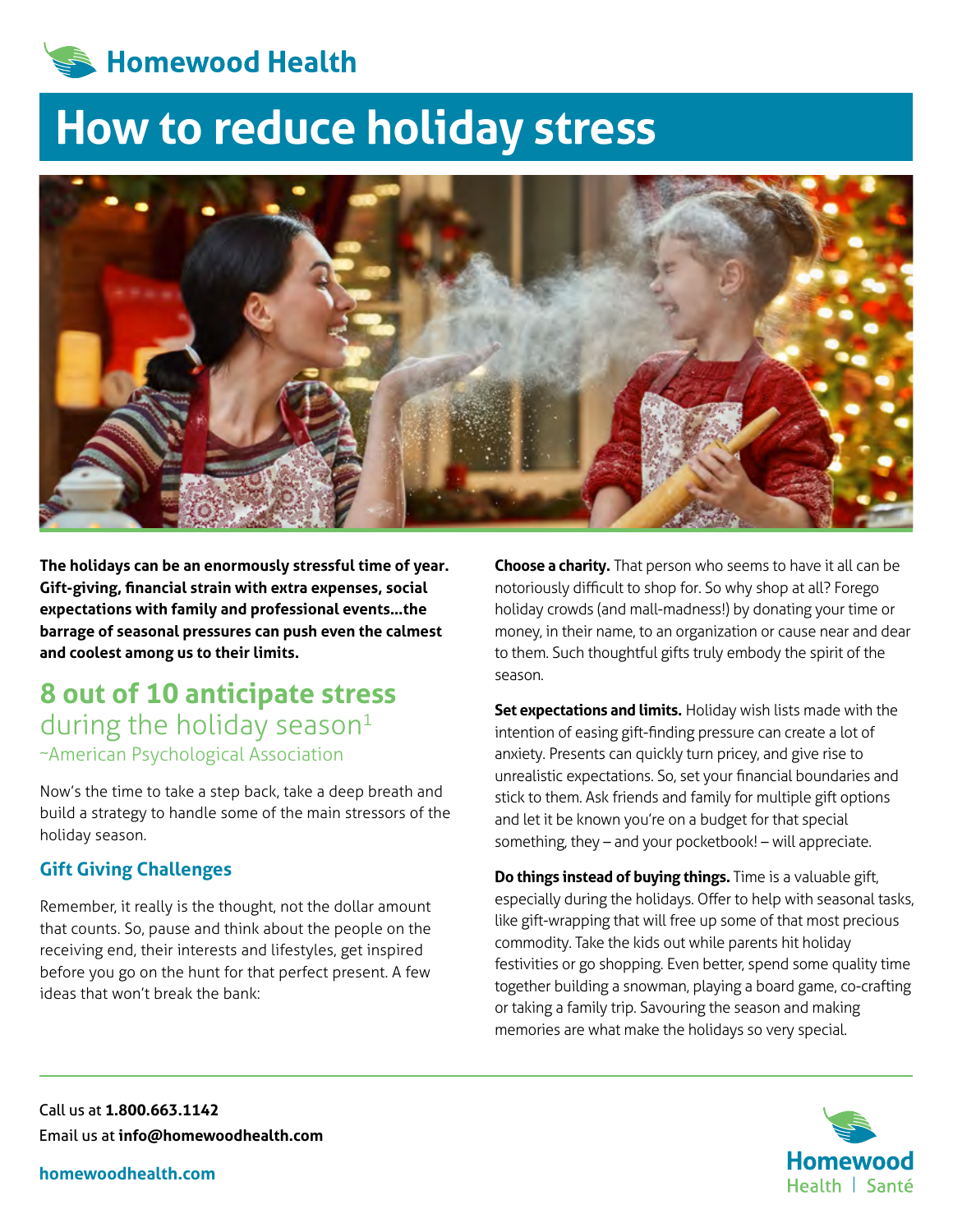Homewood Health

# How to reduce holiday stress

**The holidays can be an enormously stressful time of year. Gift-giving, financial strain with extra expenses, social expectations with family and professional events...the barrage of seasonal pressures can push even the calmest and coolest among us to their limits.**

## 8 out of 10 anticipate stress during the holiday season[1]

~American Psychological Association

Now's the time to take a step back, take a deep breath and build a strategy to handle some of the main stressors of the holiday season.

### Gift Giving Challenges

Remember, it really is the thought, not the dollar amount that counts. So, pause and think about the people on the receiving end, their interests and lifestyles, get inspired before you go on the hunt for that perfect present. A few ideas that won't break the bank:

**Choose a charity.** That person who seems to have it all can be notoriously difficult to shop for. So why shop at all? Forego holiday crowds (and mall-madness!) by donating your time or money, in their name, to an organization or cause near and dear to them. Such thoughtful gifts truly embody the spirit of the season.

**Set expectations and limits.** Holiday wish lists made with the intention of easing gift-finding pressure can create a lot of anxiety. Presents can quickly turn pricey, and give rise to unrealistic expectations. So, set your financial boundaries and stick to them. Ask friends and family for multiple gift options and let it be known you're on a budget for that special something, they – and your pocketbook! – will appreciate.

**Do things instead of buying things.** Time is a valuable gift, especially during the holidays. Offer to help with seasonal tasks, like gift-wrapping that will free up some of that most precious commodity. Take the kids out while parents hit holiday festivities or go shopping. Even better, spend some quality time together building a snowman, playing a board game, co-crafting or taking a family trip. Savouring the season and making memories are what make the holidays so very special.

Call us at **1.800.663.1142**
Email us at **info@homewoodhealth.com**

**homewoodhealth.com**

Homewood Health | Santé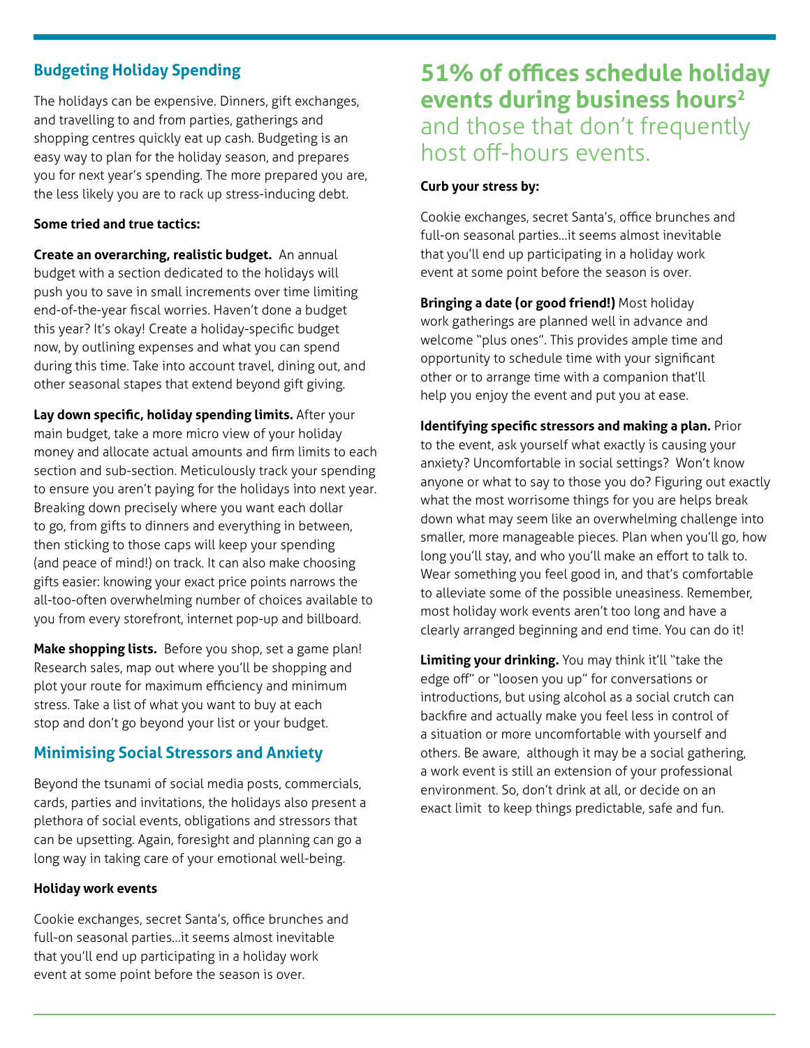## Budgeting Holiday Spending

The holidays can be expensive. Dinners, gift exchanges, and travelling to and from parties, gatherings and shopping centres quickly eat up cash. Budgeting is an easy way to plan for the holiday season, and prepares you for next year's spending. The more prepared you are, the less likely you are to rack up stress-inducing debt.

**Some tried and true tactics:**

**Create an overarching, realistic budget.** An annual budget with a section dedicated to the holidays will push you to save in small increments over time limiting end-of-the-year fiscal worries. Haven't done a budget this year? It's okay! Create a holiday-specific budget now, by outlining expenses and what you can spend during this time. Take into account travel, dining out, and other seasonal stapes that extend beyond gift giving.

**Lay down specific, holiday spending limits.** After your main budget, take a more micro view of your holiday money and allocate actual amounts and firm limits to each section and sub-section. Meticulously track your spending to ensure you aren't paying for the holidays into next year. Breaking down precisely where you want each dollar to go, from gifts to dinners and everything in between, then sticking to those caps will keep your spending (and peace of mind!) on track. It can also make choosing gifts easier: knowing your exact price points narrows the all-too-often overwhelming number of choices available to you from every storefront, internet pop-up and billboard.

**Make shopping lists.** Before you shop, set a game plan! Research sales, map out where you'll be shopping and plot your route for maximum efficiency and minimum stress. Take a list of what you want to buy at each stop and don't go beyond your list or your budget.

## Minimising Social Stressors and Anxiety

Beyond the tsunami of social media posts, commercials, cards, parties and invitations, the holidays also present a plethora of social events, obligations and stressors that can be upsetting. Again, foresight and planning can go a long way in taking care of your emotional well-being.

**Holiday work events**

Cookie exchanges, secret Santa's, office brunches and full-on seasonal parties...it seems almost inevitable that you'll end up participating in a holiday work event at some point before the season is over.

**51% of offices schedule holiday events during business hours[2]** and those that don't frequently host off-hours events.

**Curb your stress by:**

Cookie exchanges, secret Santa's, office brunches and full-on seasonal parties...it seems almost inevitable that you'll end up participating in a holiday work event at some point before the season is over.

**Bringing a date (or good friend!)** Most holiday work gatherings are planned well in advance and welcome "plus ones". This provides ample time and opportunity to schedule time with your significant other or to arrange time with a companion that'll help you enjoy the event and put you at ease.

**Identifying specific stressors and making a plan.** Prior to the event, ask yourself what exactly is causing your anxiety? Uncomfortable in social settings? Won't know anyone or what to say to those you do? Figuring out exactly what the most worrisome things for you are helps break down what may seem like an overwhelming challenge into smaller, more manageable pieces. Plan when you'll go, how long you'll stay, and who you'll make an effort to talk to. Wear something you feel good in, and that's comfortable to alleviate some of the possible uneasiness. Remember, most holiday work events aren't too long and have a clearly arranged beginning and end time. You can do it!

**Limiting your drinking.** You may think it'll "take the edge off" or "loosen you up" for conversations or introductions, but using alcohol as a social crutch can backfire and actually make you feel less in control of a situation or more uncomfortable with yourself and others. Be aware, although it may be a social gathering, a work event is still an extension of your professional environment. So, don't drink at all, or decide on an exact limit to keep things predictable, safe and fun.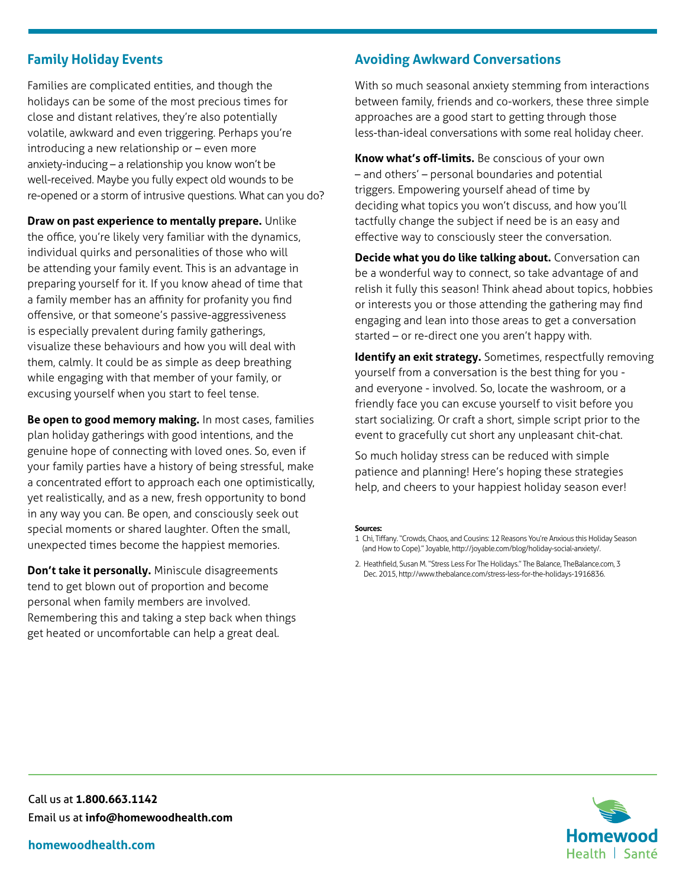## Family Holiday Events

Families are complicated entities, and though the holidays can be some of the most precious times for close and distant relatives, they're also potentially volatile, awkward and even triggering. Perhaps you're introducing a new relationship or – even more anxiety-inducing – a relationship you know won't be well-received. Maybe you fully expect old wounds to be re-opened or a storm of intrusive questions. What can you do?

**Draw on past experience to mentally prepare.** Unlike the office, you're likely very familiar with the dynamics, individual quirks and personalities of those who will be attending your family event. This is an advantage in preparing yourself for it. If you know ahead of time that a family member has an affinity for profanity you find offensive, or that someone's passive-aggressiveness is especially prevalent during family gatherings, visualize these behaviours and how you will deal with them, calmly. It could be as simple as deep breathing while engaging with that member of your family, or excusing yourself when you start to feel tense.

**Be open to good memory making.** In most cases, families plan holiday gatherings with good intentions, and the genuine hope of connecting with loved ones. So, even if your family parties have a history of being stressful, make a concentrated effort to approach each one optimistically, yet realistically, and as a new, fresh opportunity to bond in any way you can. Be open, and consciously seek out special moments or shared laughter. Often the small, unexpected times become the happiest memories.

**Don't take it personally.** Miniscule disagreements tend to get blown out of proportion and become personal when family members are involved. Remembering this and taking a step back when things get heated or uncomfortable can help a great deal.

## Avoiding Awkward Conversations

With so much seasonal anxiety stemming from interactions between family, friends and co-workers, these three simple approaches are a good start to getting through those less-than-ideal conversations with some real holiday cheer.

**Know what's off-limits.** Be conscious of your own – and others' – personal boundaries and potential triggers. Empowering yourself ahead of time by deciding what topics you won't discuss, and how you'll tactfully change the subject if need be is an easy and effective way to consciously steer the conversation.

**Decide what you do like talking about.** Conversation can be a wonderful way to connect, so take advantage of and relish it fully this season! Think ahead about topics, hobbies or interests you or those attending the gathering may find engaging and lean into those areas to get a conversation started – or re-direct one you aren't happy with.

**Identify an exit strategy.** Sometimes, respectfully removing yourself from a conversation is the best thing for you - and everyone - involved. So, locate the washroom, or a friendly face you can excuse yourself to visit before you start socializing. Or craft a short, simple script prior to the event to gracefully cut short any unpleasant chit-chat.

So much holiday stress can be reduced with simple patience and planning! Here's hoping these strategies help, and cheers to your happiest holiday season ever!

**Sources:**

1 Chi, Tiffany. "Crowds, Chaos, and Cousins: 12 Reasons You're Anxious this Holiday Season (and How to Cope)." Joyable, http://joyable.com/blog/holiday-social-anxiety/.

2. Heathfield, Susan M. "Stress Less For The Holidays." The Balance, TheBalance.com, 3 Dec. 2015, http://www.thebalance.com/stress-less-for-the-holidays-1916836.

Call us at **1.800.663.1142**
Email us at **info@homewoodhealth.com**

**homewoodhealth.com**

Homewood Health | Santé